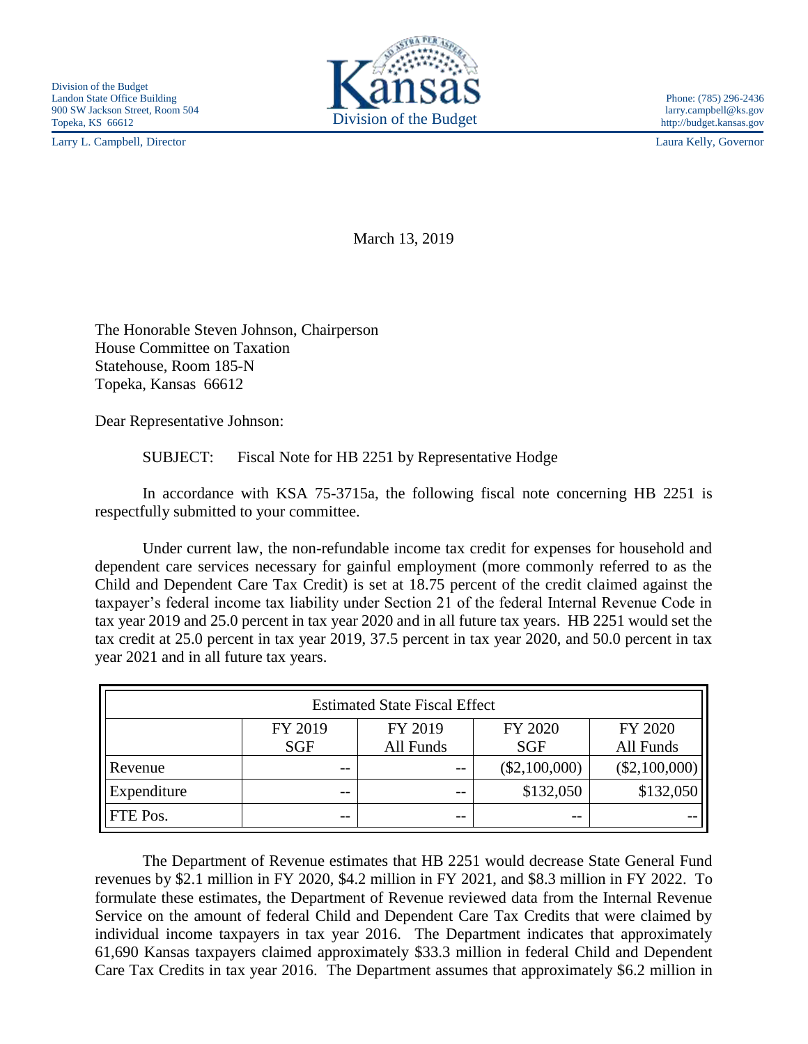Division of the Budget
Landon State Office Building
900 SW Jackson Street, Room 504
Topeka, KS 66612

Kansas
Division of the Budget

Phone: (785) 296-2436
larry.campbell@ks.gov
http://budget.kansas.gov

Larry L. Campbell, Director

Laura Kelly, Governor

March 13, 2019

The Honorable Steven Johnson, Chairperson
House Committee on Taxation
Statehouse, Room 185-N
Topeka, Kansas 66612

Dear Representative Johnson:

SUBJECT: Fiscal Note for HB 2251 by Representative Hodge

In accordance with KSA 75-3715a, the following fiscal note concerning HB 2251 is respectfully submitted to your committee.

Under current law, the non-refundable income tax credit for expenses for household and dependent care services necessary for gainful employment (more commonly referred to as the Child and Dependent Care Tax Credit) is set at 18.75 percent of the credit claimed against the taxpayer's federal income tax liability under Section 21 of the federal Internal Revenue Code in tax year 2019 and 25.0 percent in tax year 2020 and in all future tax years. HB 2251 would set the tax credit at 25.0 percent in tax year 2019, 37.5 percent in tax year 2020, and 50.0 percent in tax year 2021 and in all future tax years.

| Estimated State Fiscal Effect | | | | |
|---|---|---|---|---|
| | FY 2019 SGF | FY 2019 All Funds | FY 2020 SGF | FY 2020 All Funds |
| Revenue | -- | -- | ($2,100,000) | ($2,100,000) |
| Expenditure | -- | -- | $132,050 | $132,050 |
| FTE Pos. | -- | -- | -- | -- |

The Department of Revenue estimates that HB 2251 would decrease State General Fund revenues by $2.1 million in FY 2020, $4.2 million in FY 2021, and $8.3 million in FY 2022. To formulate these estimates, the Department of Revenue reviewed data from the Internal Revenue Service on the amount of federal Child and Dependent Care Tax Credits that were claimed by individual income taxpayers in tax year 2016. The Department indicates that approximately 61,690 Kansas taxpayers claimed approximately $33.3 million in federal Child and Dependent Care Tax Credits in tax year 2016. The Department assumes that approximately $6.2 million in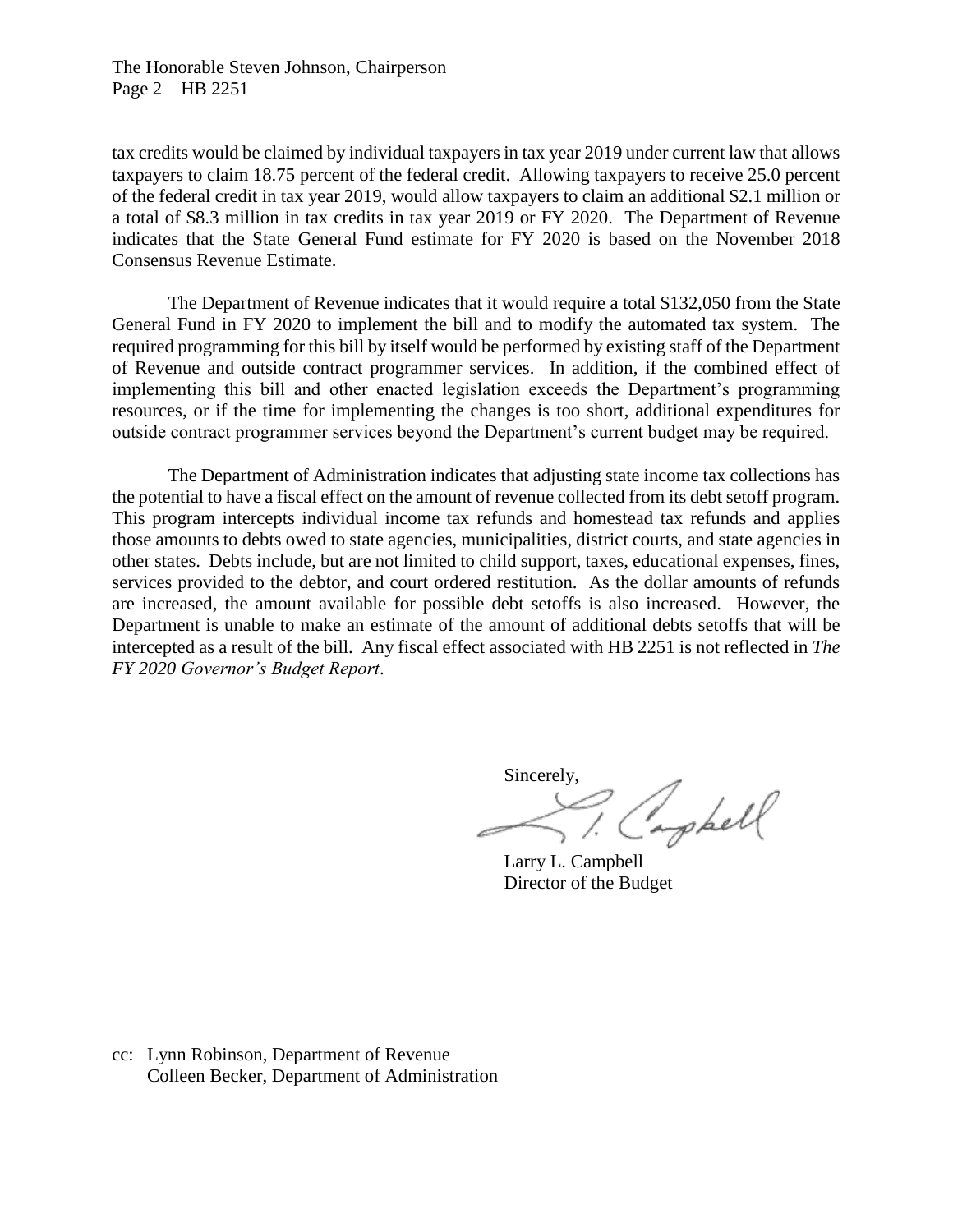tax credits would be claimed by individual taxpayers in tax year 2019 under current law that allows taxpayers to claim 18.75 percent of the federal credit. Allowing taxpayers to receive 25.0 percent of the federal credit in tax year 2019, would allow taxpayers to claim an additional $2.1 million or a total of $8.3 million in tax credits in tax year 2019 or FY 2020. The Department of Revenue indicates that the State General Fund estimate for FY 2020 is based on the November 2018 Consensus Revenue Estimate.

The Department of Revenue indicates that it would require a total $132,050 from the State General Fund in FY 2020 to implement the bill and to modify the automated tax system. The required programming for this bill by itself would be performed by existing staff of the Department of Revenue and outside contract programmer services. In addition, if the combined effect of implementing this bill and other enacted legislation exceeds the Department's programming resources, or if the time for implementing the changes is too short, additional expenditures for outside contract programmer services beyond the Department's current budget may be required.

The Department of Administration indicates that adjusting state income tax collections has the potential to have a fiscal effect on the amount of revenue collected from its debt setoff program. This program intercepts individual income tax refunds and homestead tax refunds and applies those amounts to debts owed to state agencies, municipalities, district courts, and state agencies in other states. Debts include, but are not limited to child support, taxes, educational expenses, fines, services provided to the debtor, and court ordered restitution. As the dollar amounts of refunds are increased, the amount available for possible debt setoffs is also increased. However, the Department is unable to make an estimate of the amount of additional debts setoffs that will be intercepted as a result of the bill. Any fiscal effect associated with HB 2251 is not reflected in *The FY 2020 Governor's Budget Report*.

Sincerely,

Larry L. Campbell
Director of the Budget

cc: Lynn Robinson, Department of Revenue
Colleen Becker, Department of Administration